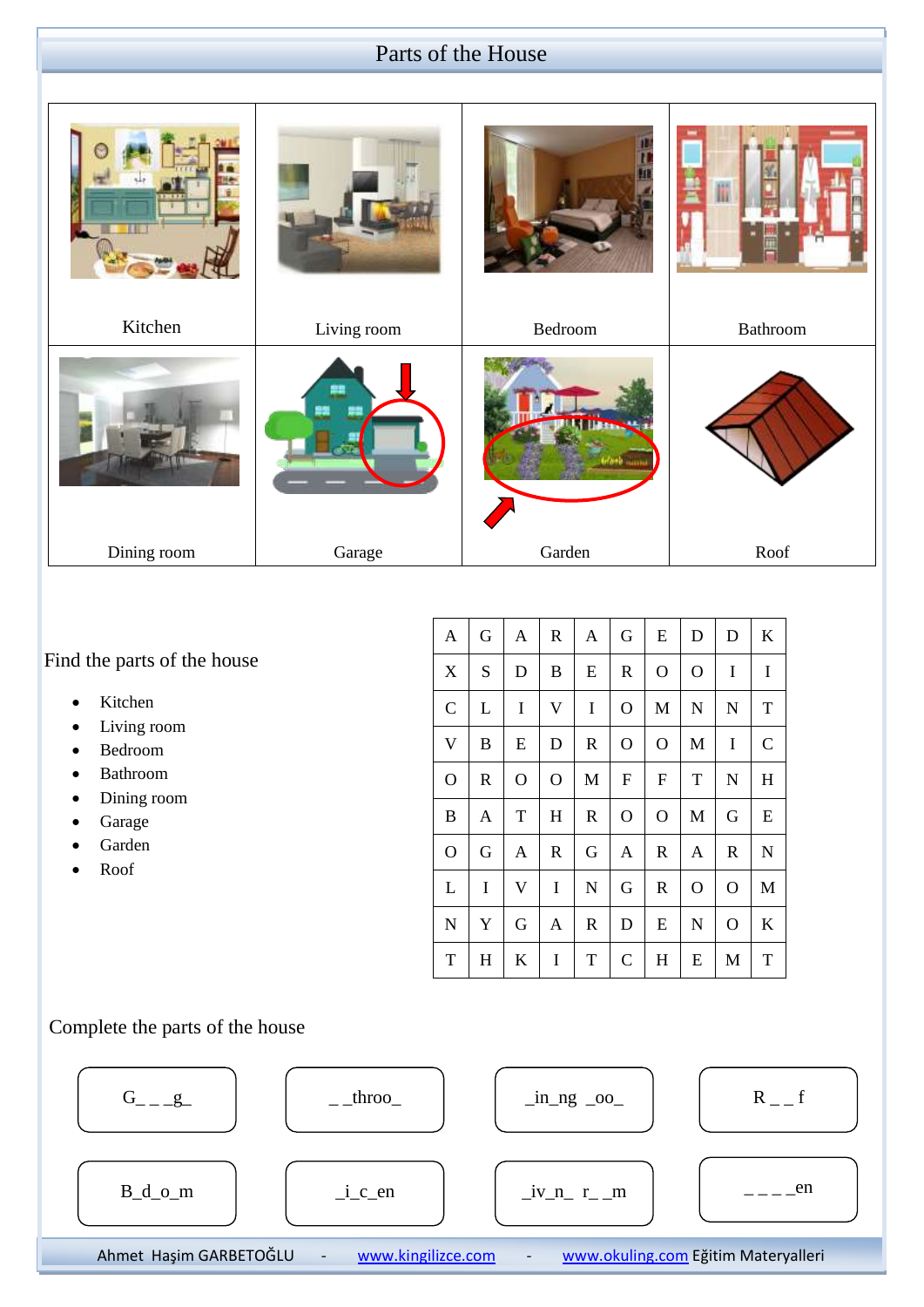# Parts of the House

| Kitchen | Living room | Bedroom | Bathroom |
|---|---|---|---|
| Dining room | Garage | Garden | Roof |

## Find the parts of the house

- Kitchen
- Living room
- Bedroom
- Bathroom
- Dining room
- Garage
- Garden
- Roof

| | | | | | | | | | |
|---|---|---|---|---|---|---|---|---|---|
| A | G | A | R | A | G | E | D | D | K |
| X | S | D | B | E | R | O | O | I | I |
| C | L | I | V | I | O | M | N | N | T |
| V | B | E | D | R | O | O | M | I | C |
| O | R | O | O | M | F | F | T | N | H |
| B | A | T | H | R | O | O | M | G | E |
| O | G | A | R | G | A | R | A | R | N |
| L | I | V | I | N | G | R | O | O | M |
| N | Y | G | A | R | D | E | N | O | K |
| T | H | K | I | T | C | H | E | M | T |

## Complete the parts of the house

| | | | |
|---|---|---|---|
| G_ _ _g_ | _ _throo_ | _in_ng _oo_ | R _ _ f |
| B_d_o_m | _i_c_en | _iv_n_ r_ _m | _ _ _ _en |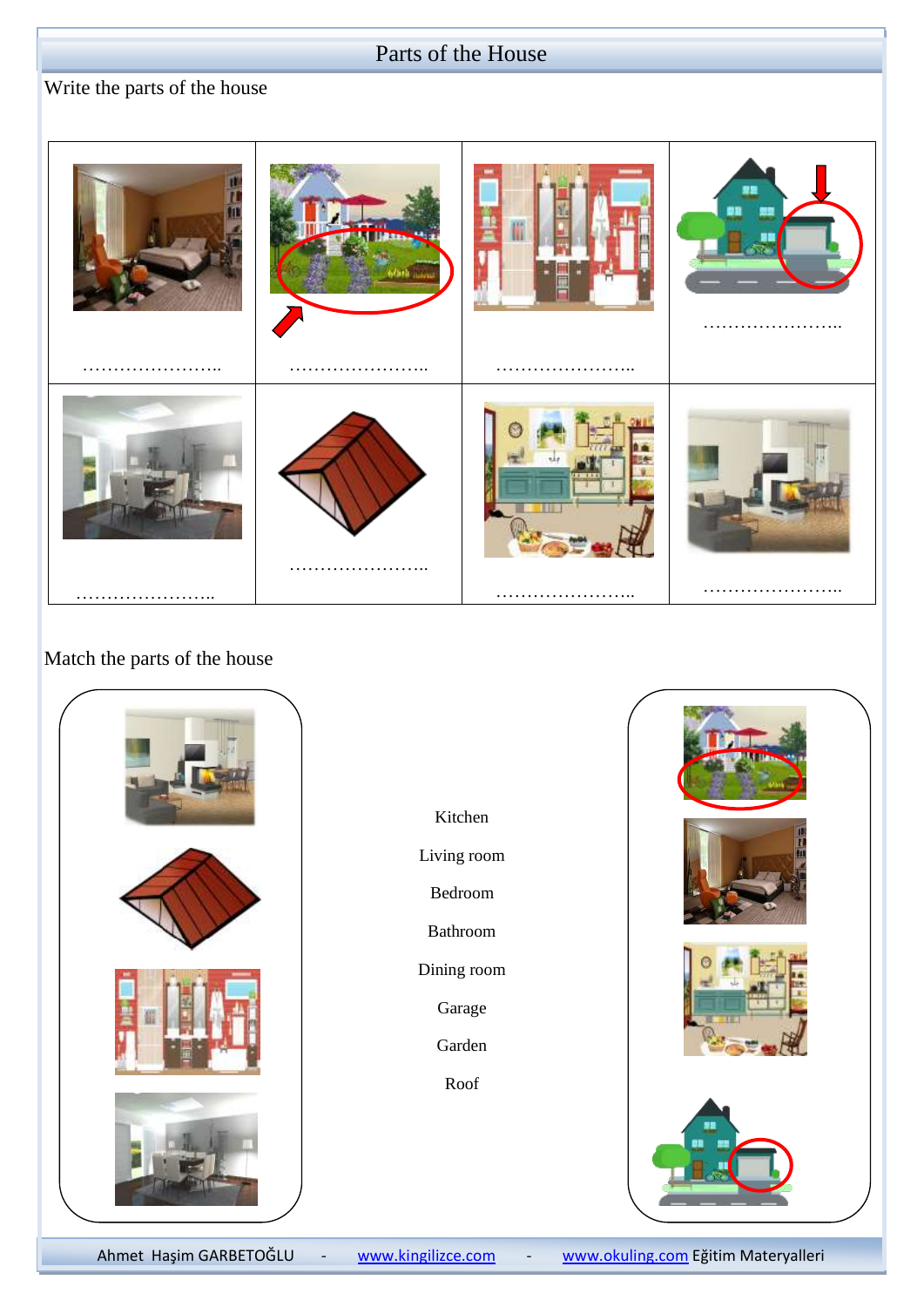# Parts of the House

Write the parts of the house

| | | | |
|---|---|---|---|
| …………………… | …………………… | …………………… | …………………… |
| …………………… | …………………… | …………………… | …………………… |

Match the parts of the house

Kitchen

Living room

Bedroom

Bathroom

Dining room

Garage

Garden

Roof